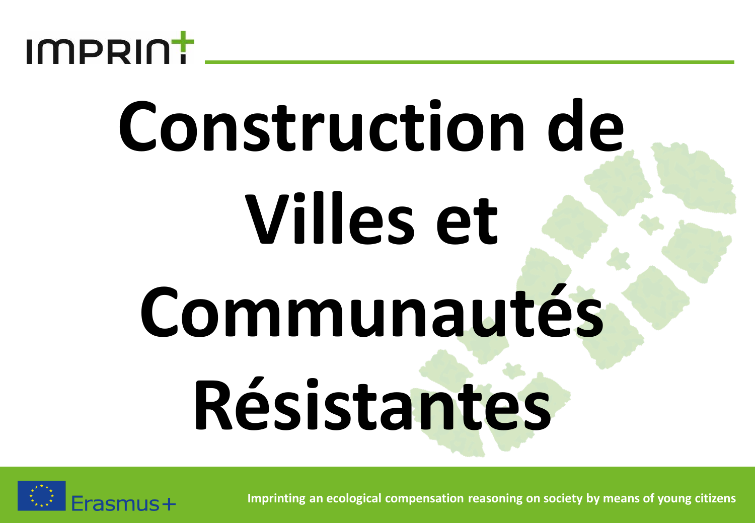IMPRINT

# Construction de Villes et Communautés Résistantes

Erasmus+

Imprinting an ecological compensation reasoning on society by means of young citizens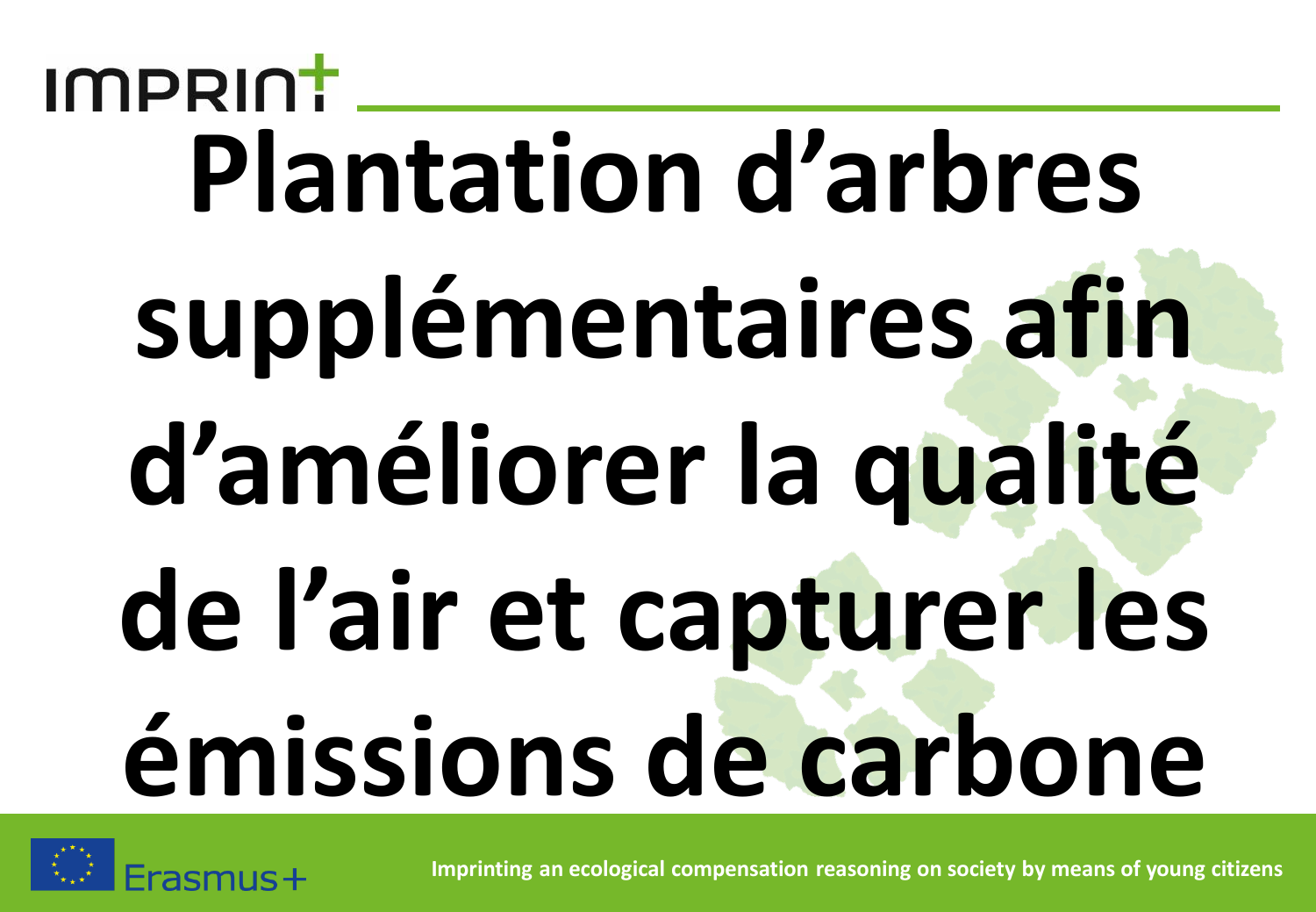# Plantation d'arbres supplémentaires afin d'améliorer la qualité de l'air et capturer les émissions de carbone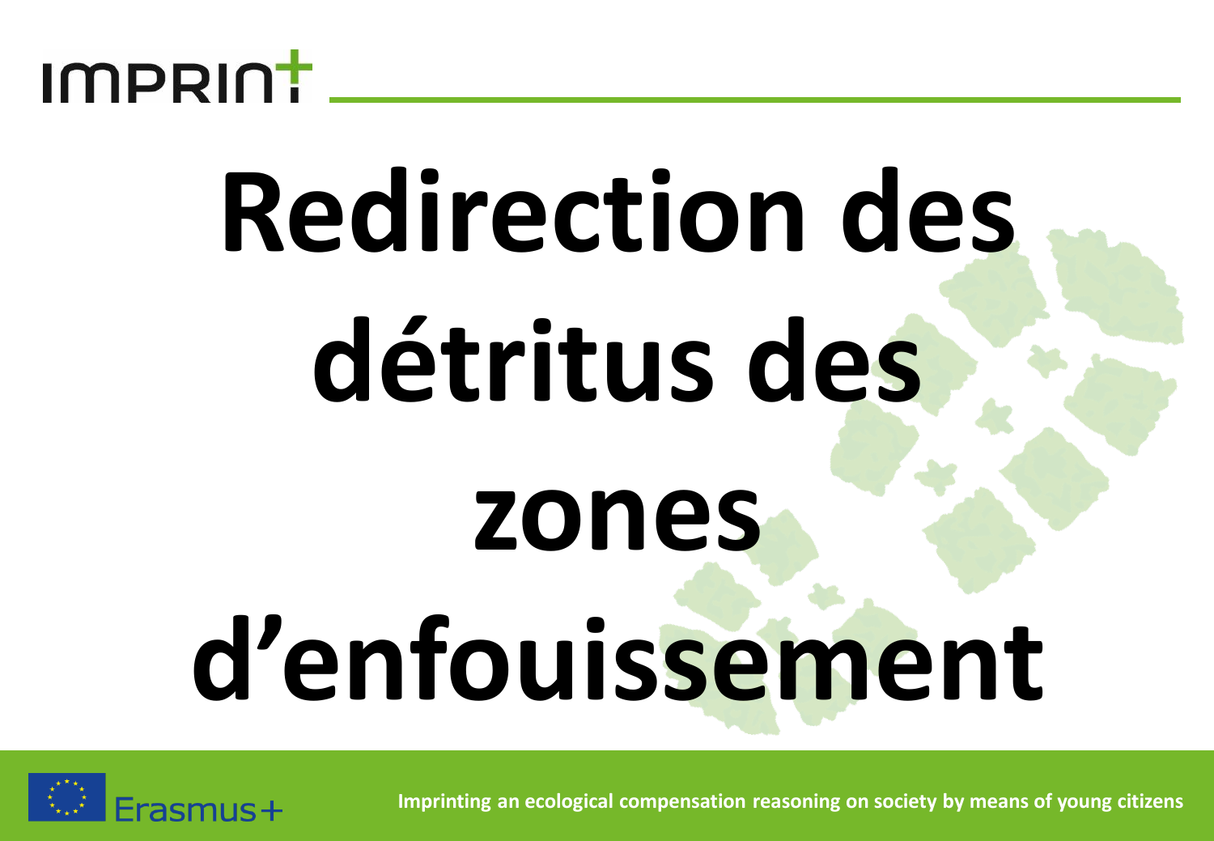# Redirection des détritus des zones d'enfouissement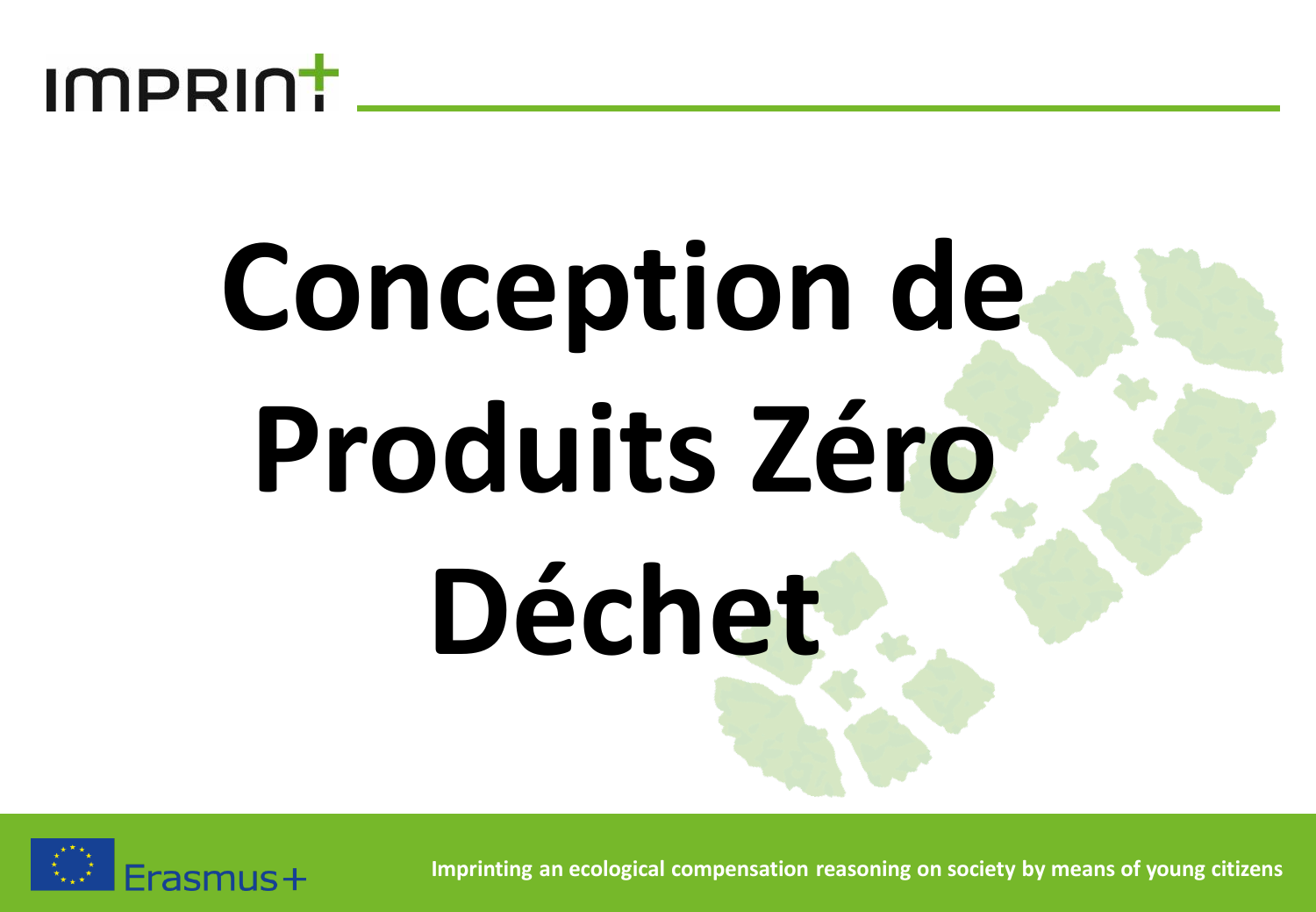# Conception de Produits Zéro Déchet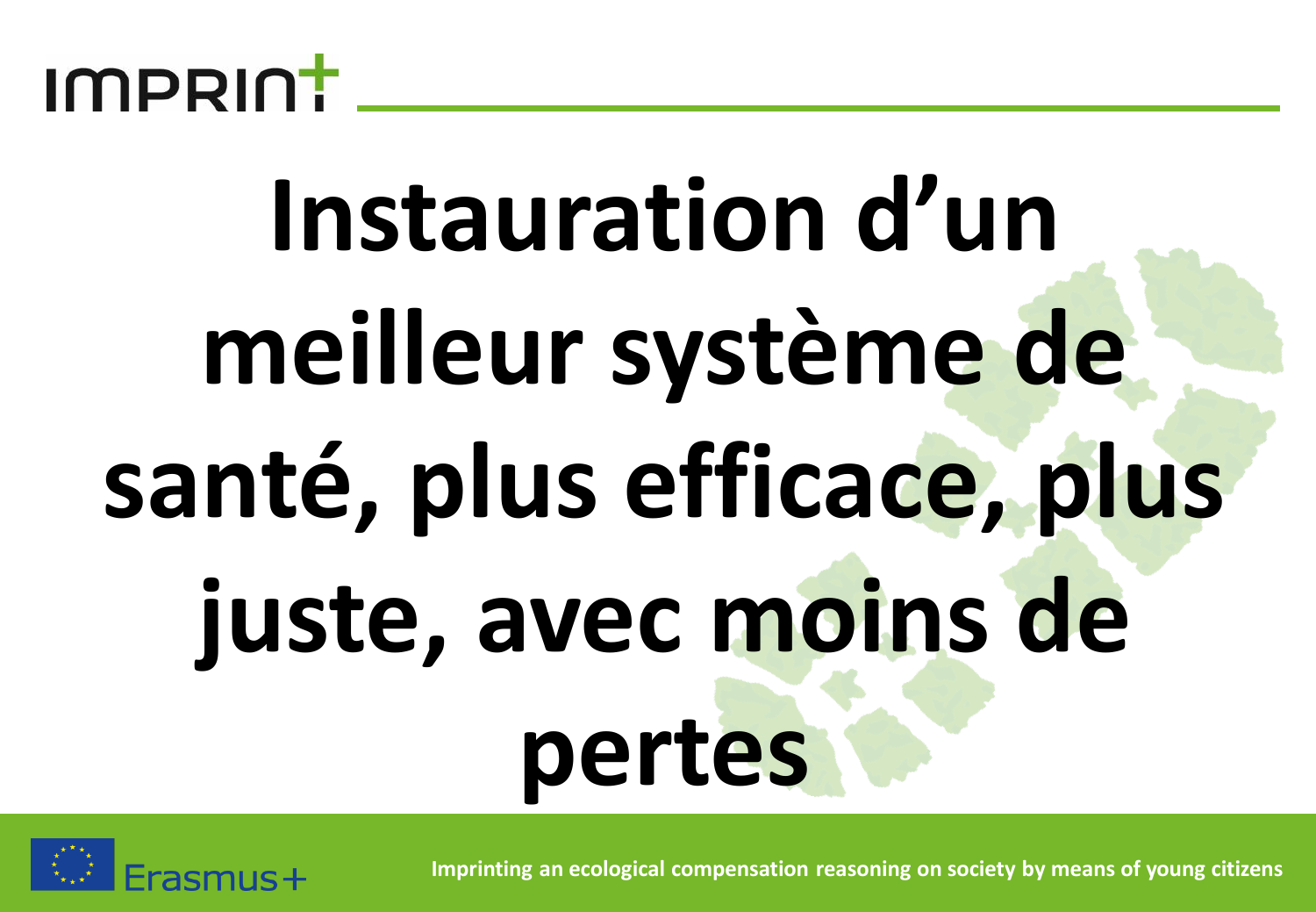# Instauration d'un meilleur système de santé, plus efficace, plus juste, avec moins de pertes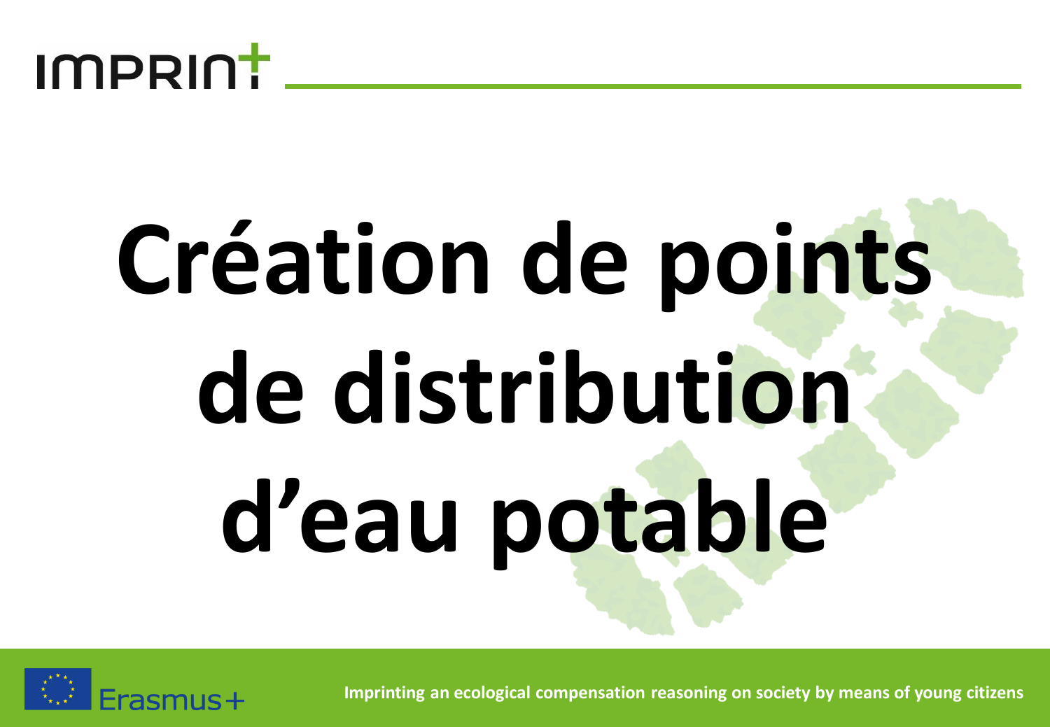# Création de points de distribution d'eau potable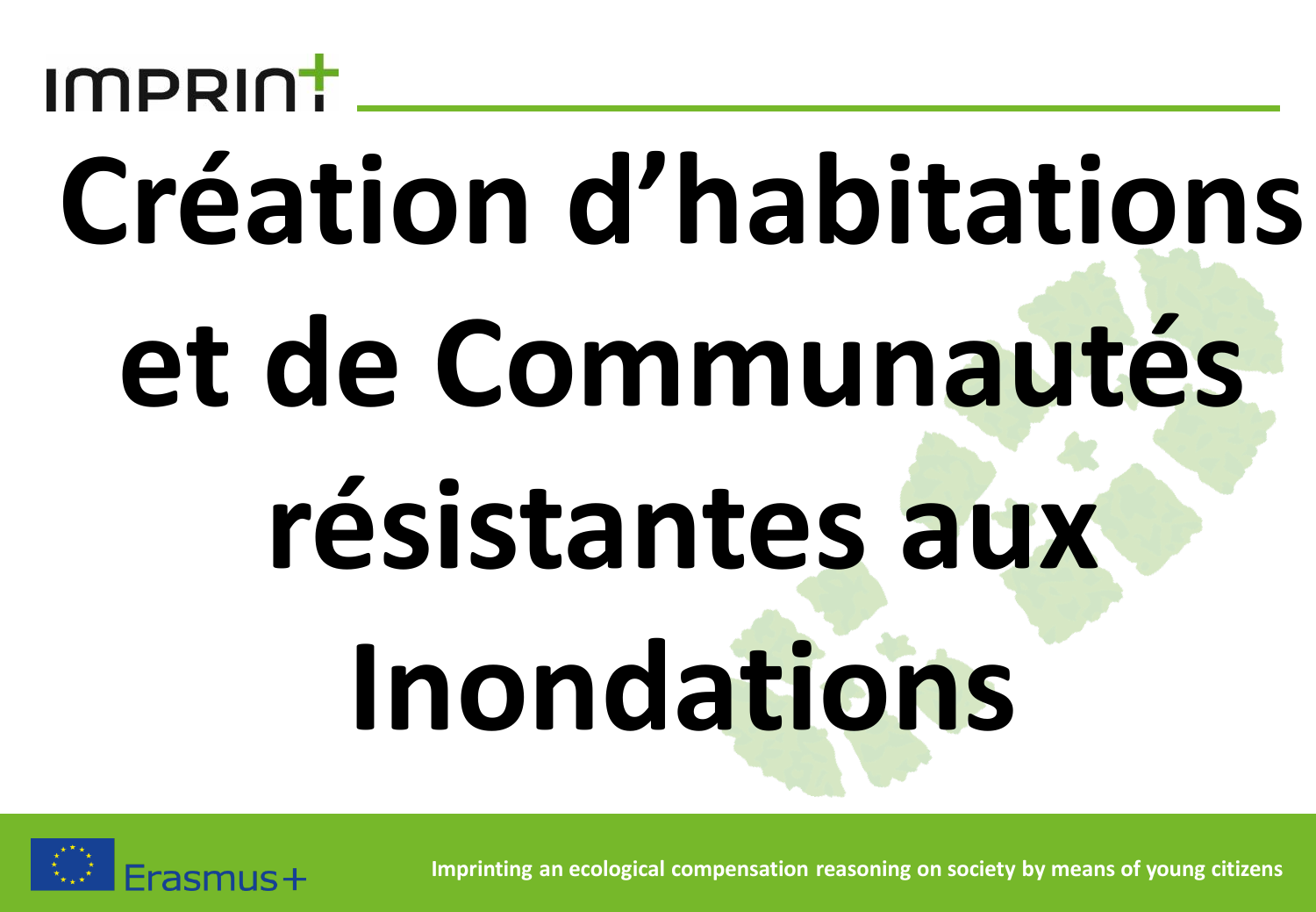# Création d'habitations et de Communautés résistantes aux Inondations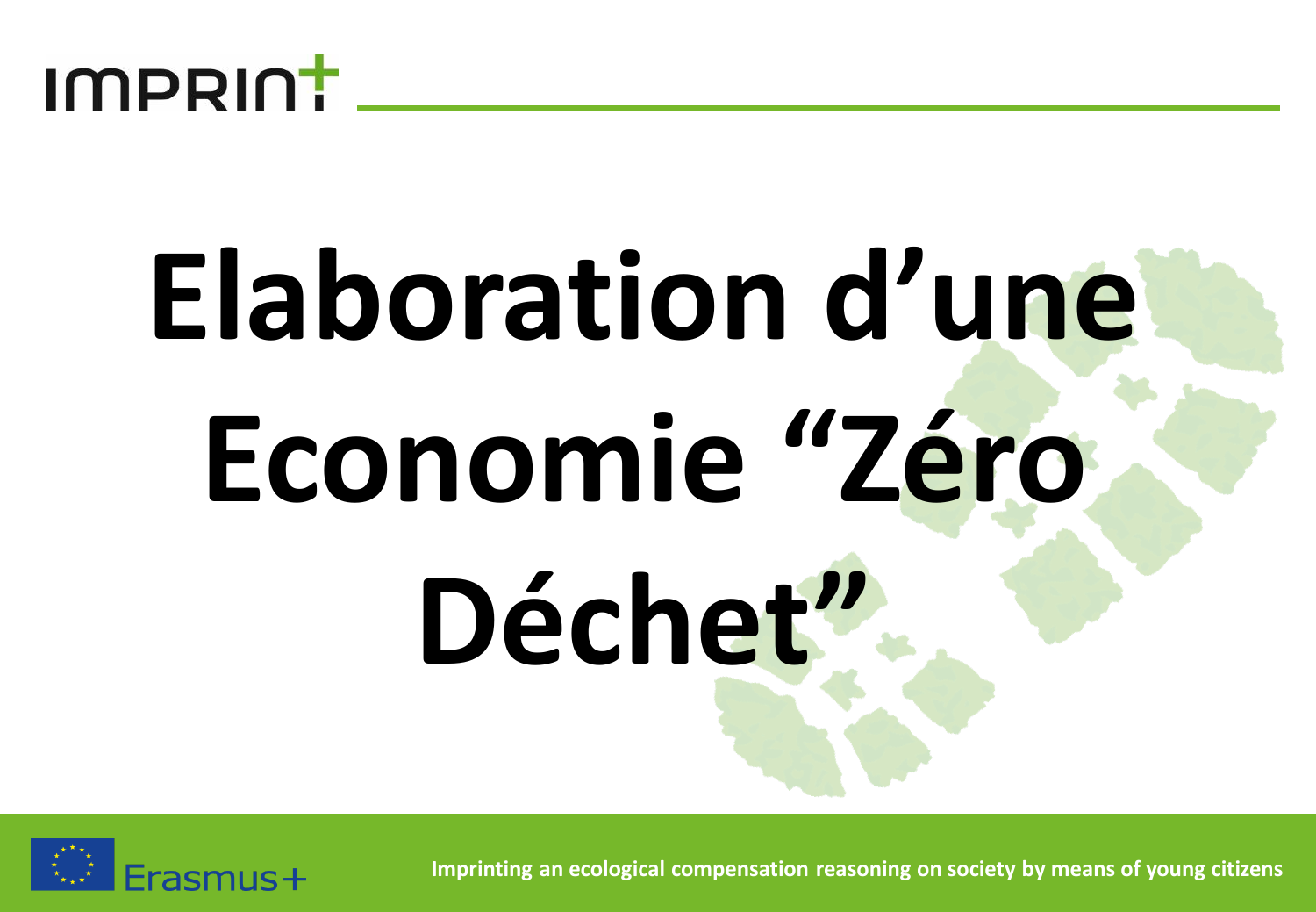# Elaboration d'une Economie "Zéro Déchet"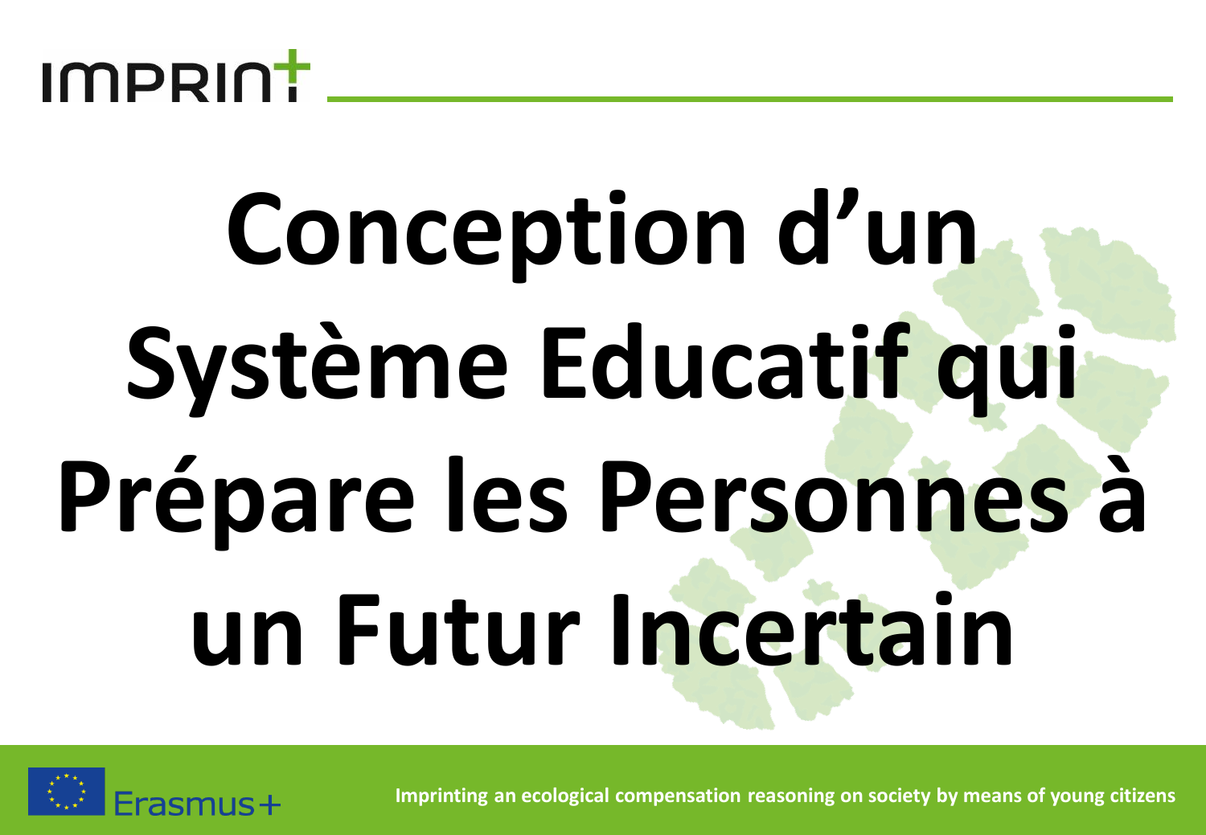# Conception d'un Système Educatif qui Prépare les Personnes à un Futur Incertain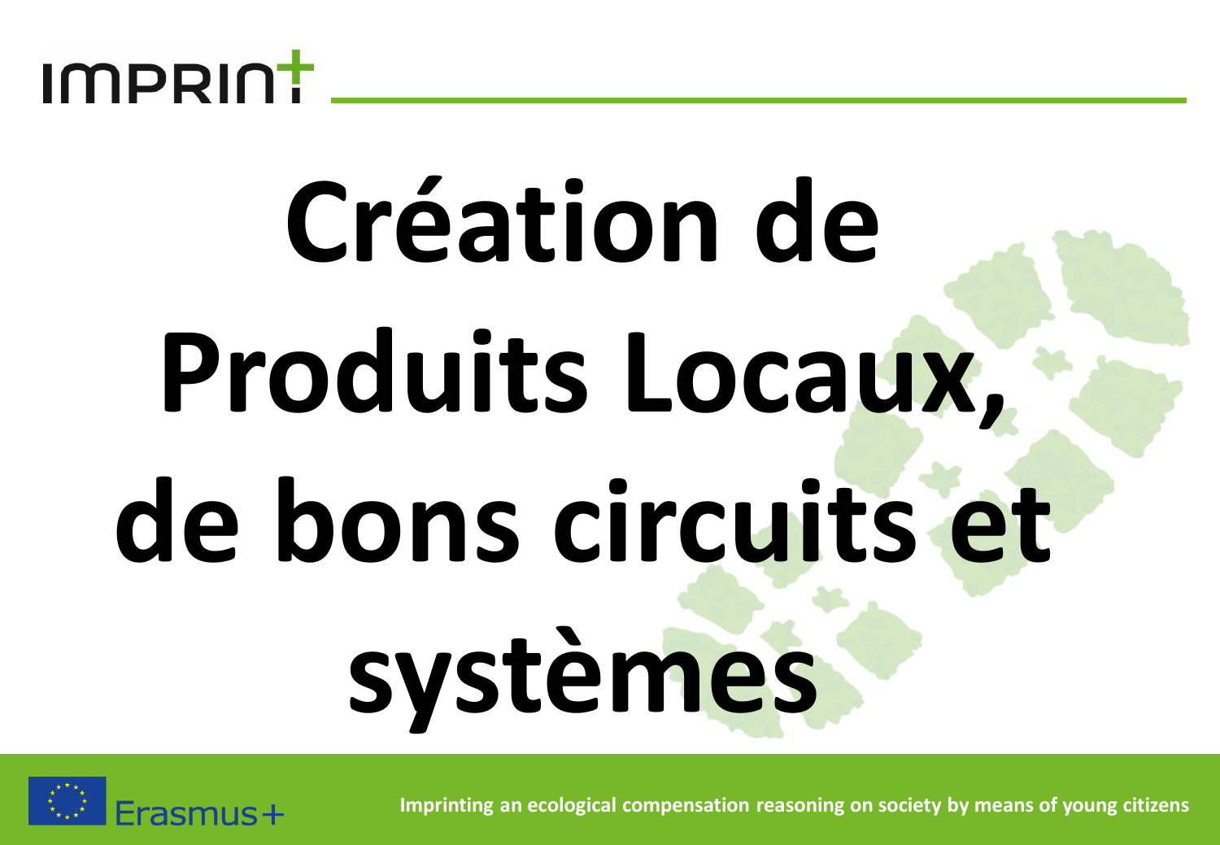# Création de Produits Locaux, de bons circuits et systèmes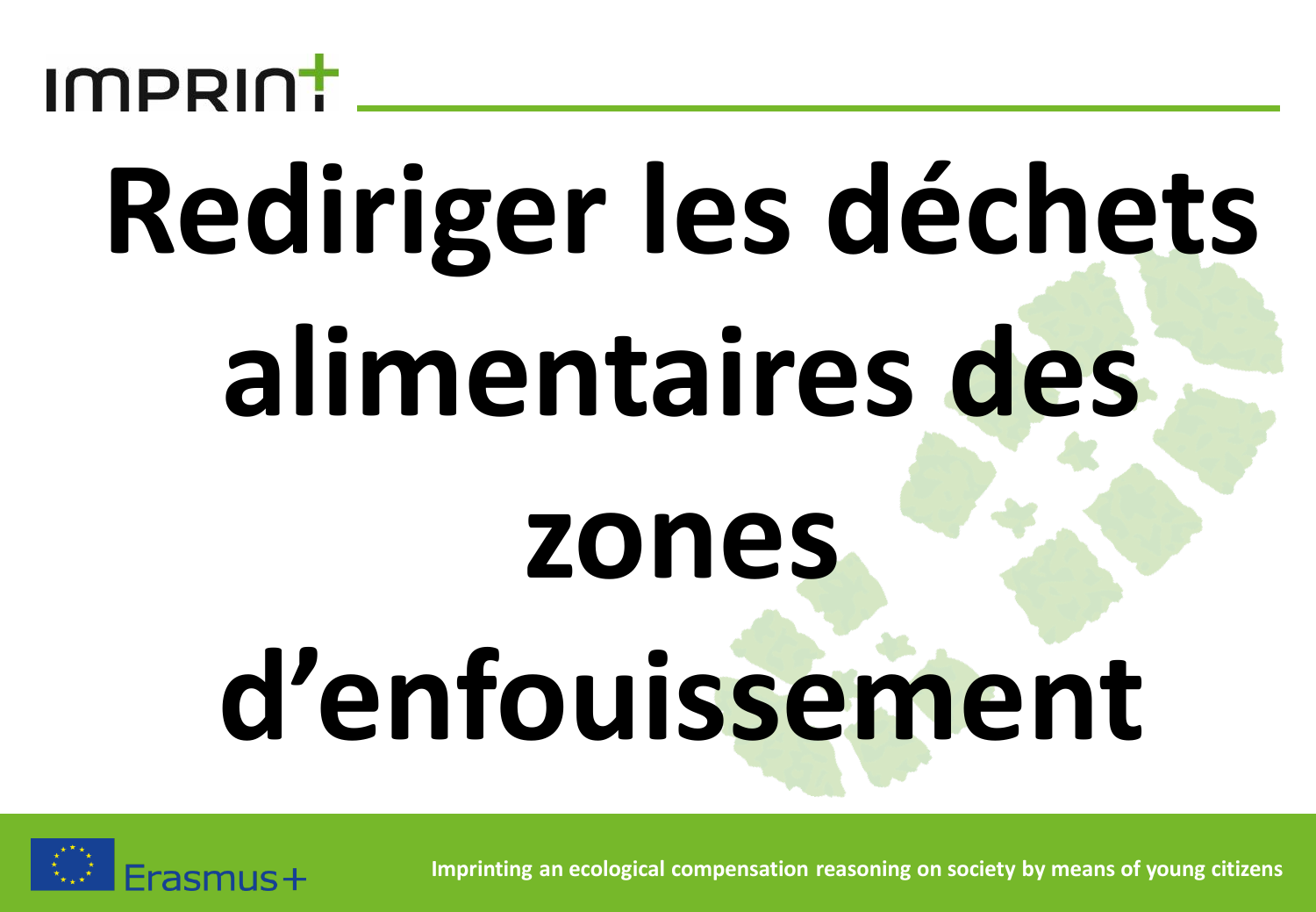# Rediriger les déchets alimentaires des zones d'enfouissement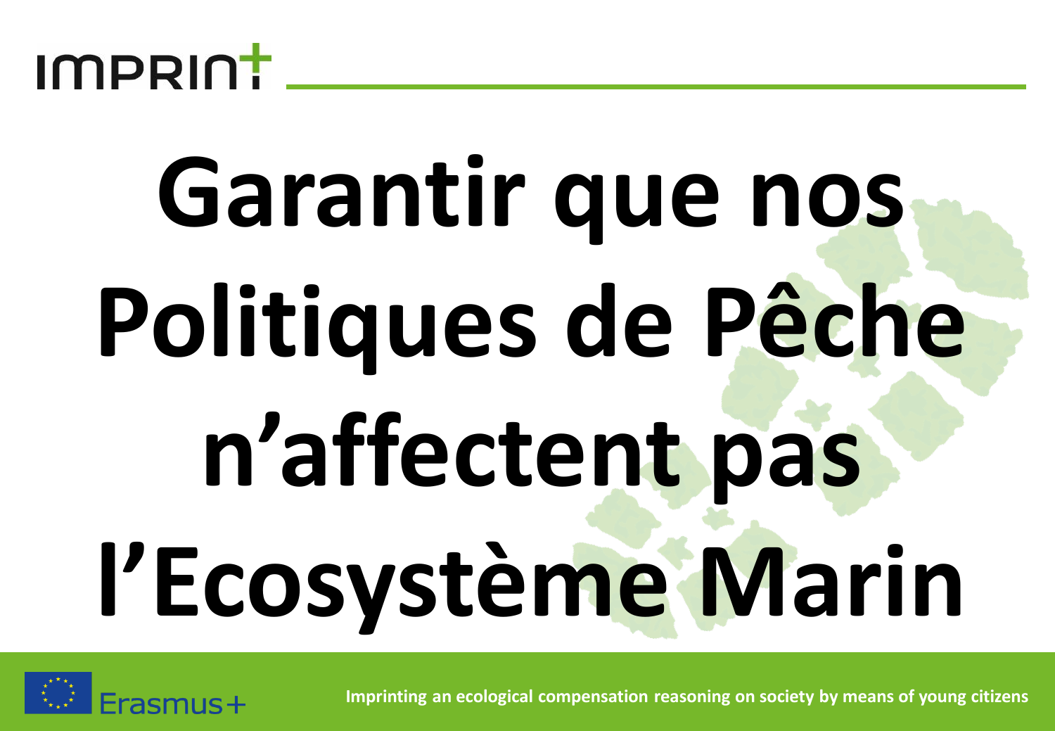# Garantir que nos Politiques de Pêche n'affectent pas l'Ecosystème Marin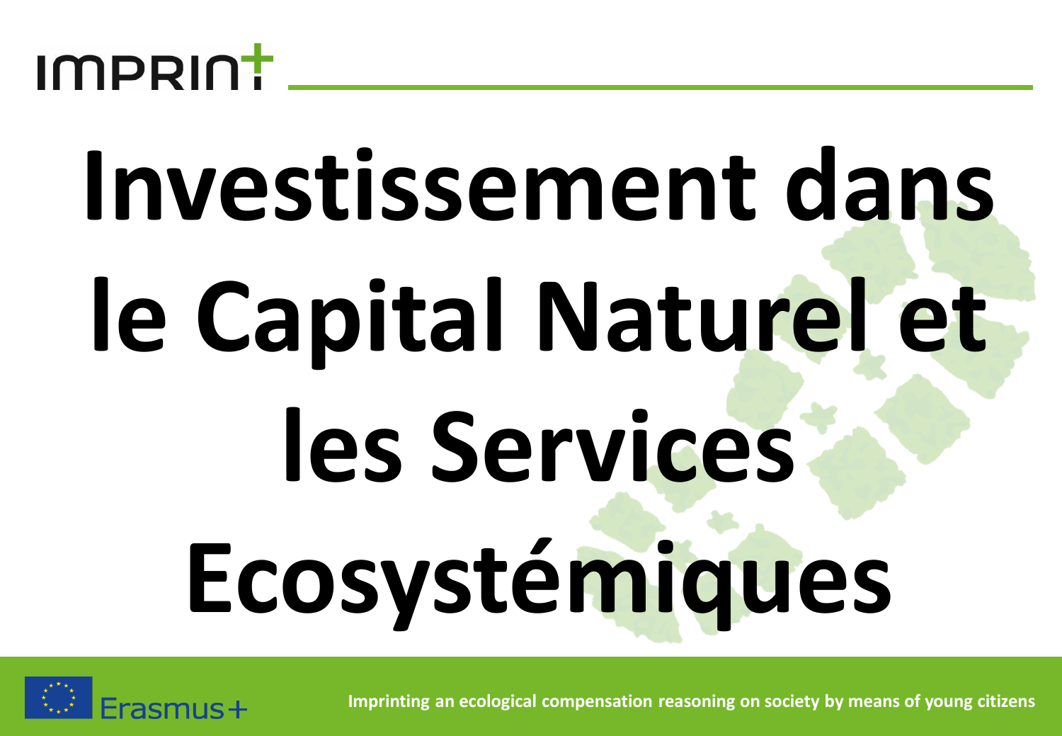IMPRINT

# Investissement dans le Capital Naturel et les Services Ecosystémiques

Erasmus+

Imprinting an ecological compensation reasoning on society by means of young citizens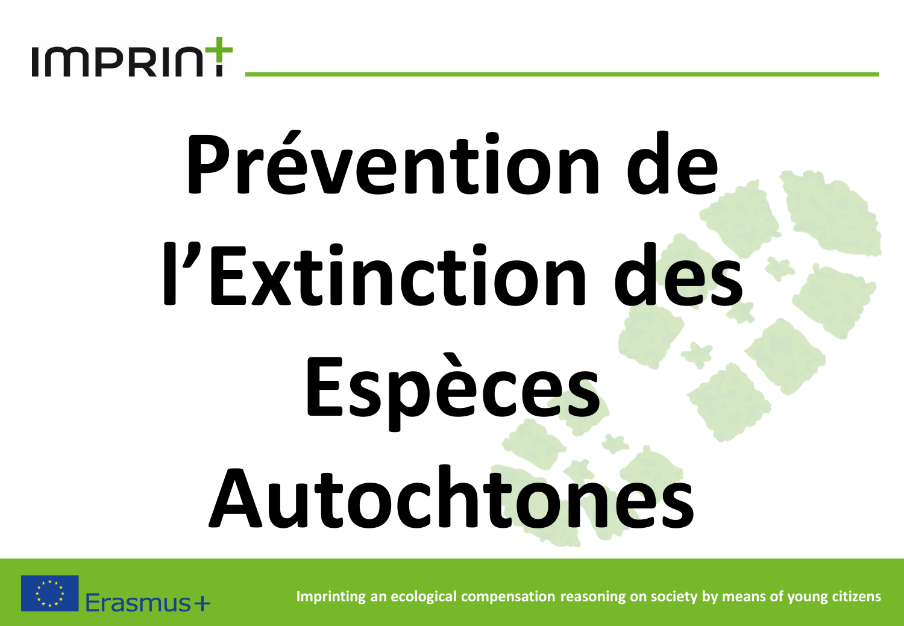# Prévention de l'Extinction des Espèces Autochtones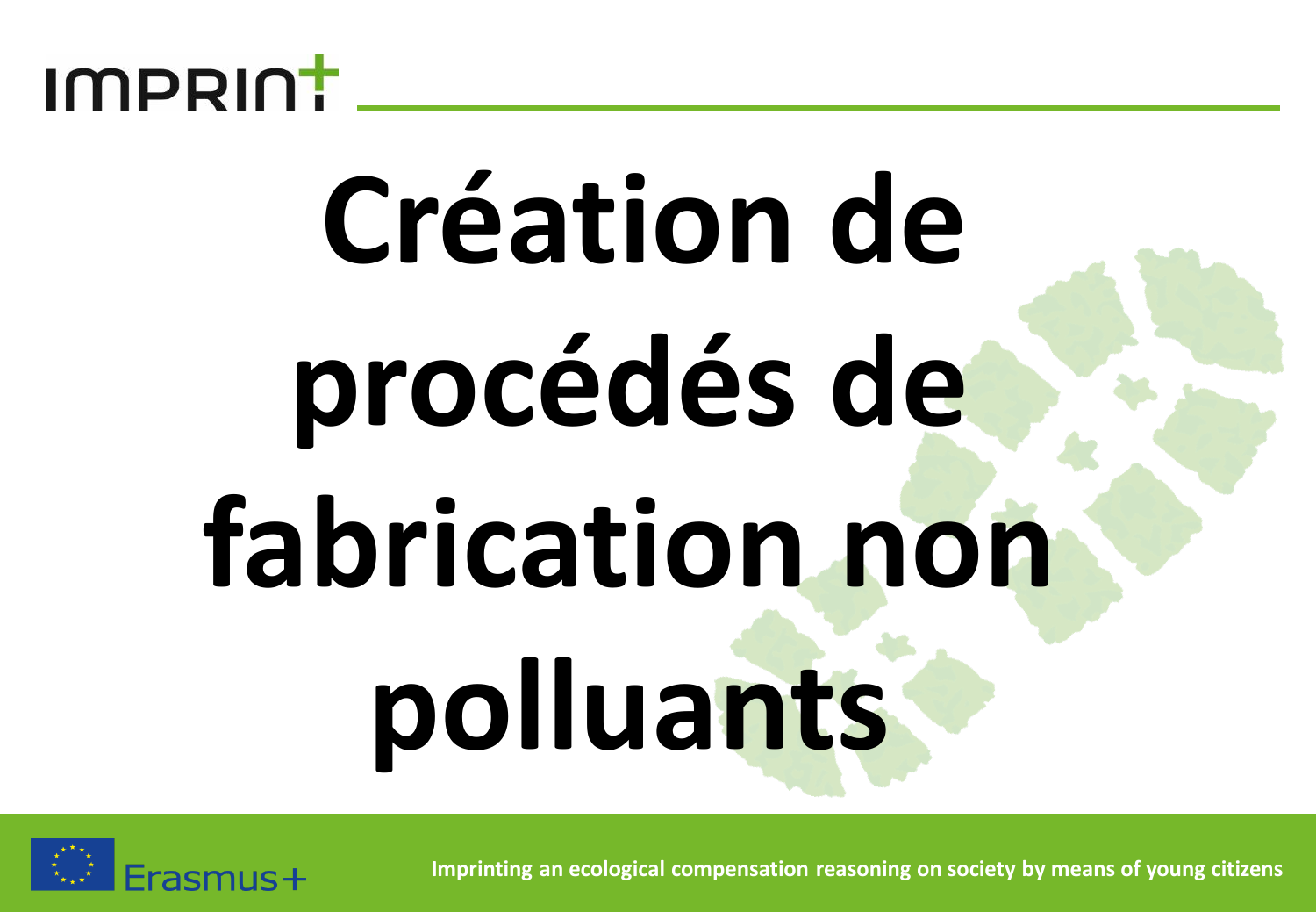# Création de procédés de fabrication non polluants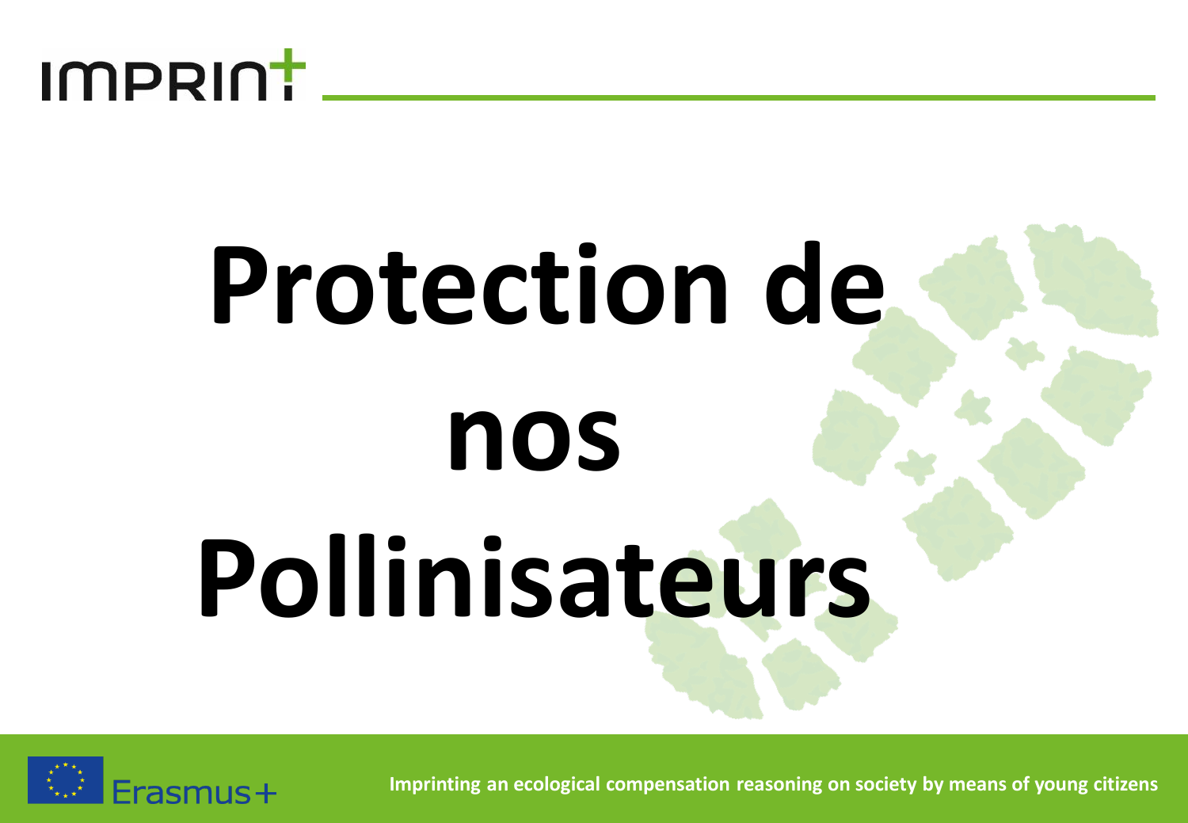# Protection de nos Pollinisateurs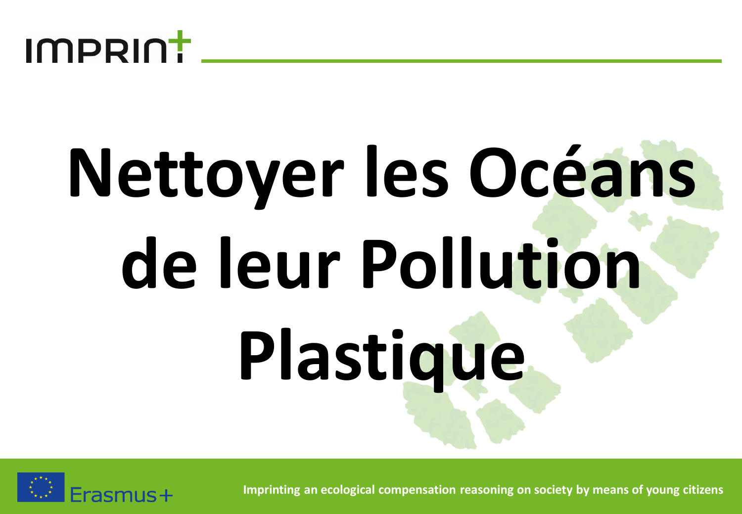# Nettoyer les Océans de leur Pollution Plastique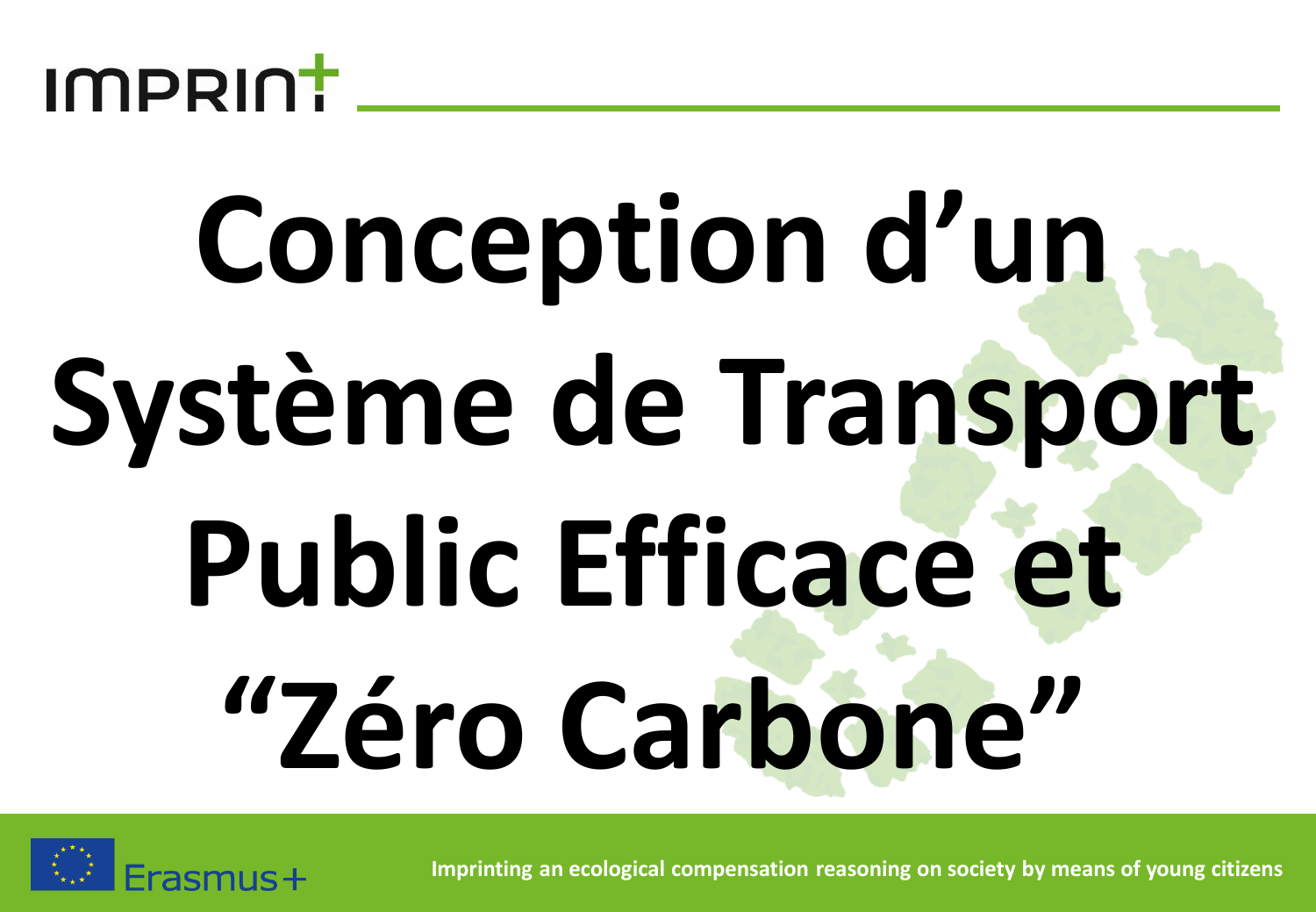# Conception d'un Système de Transport Public Efficace et "Zéro Carbone"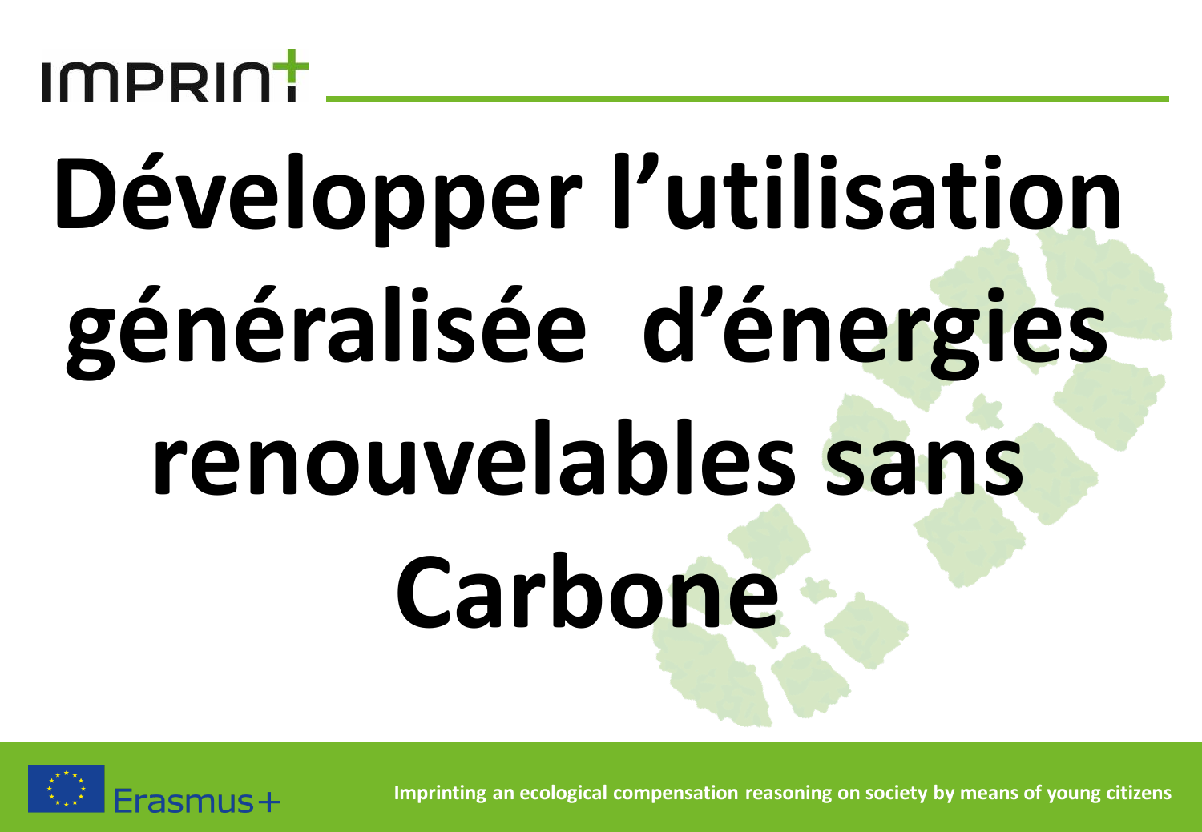# Développer l'utilisation généralisée d'énergies renouvelables sans Carbone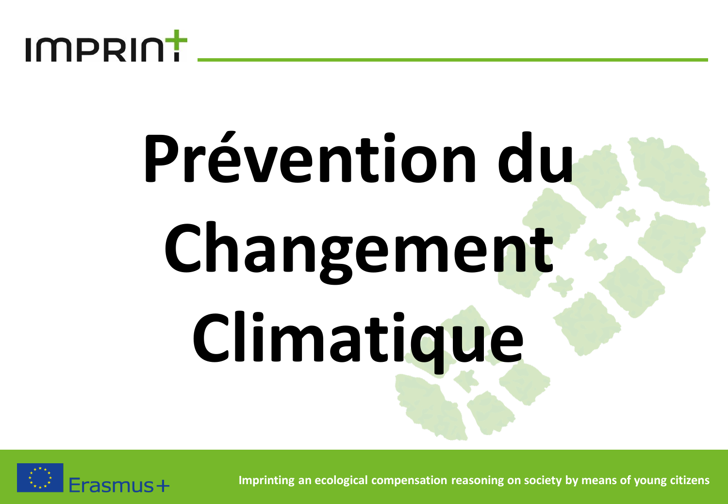# Prévention du Changement Climatique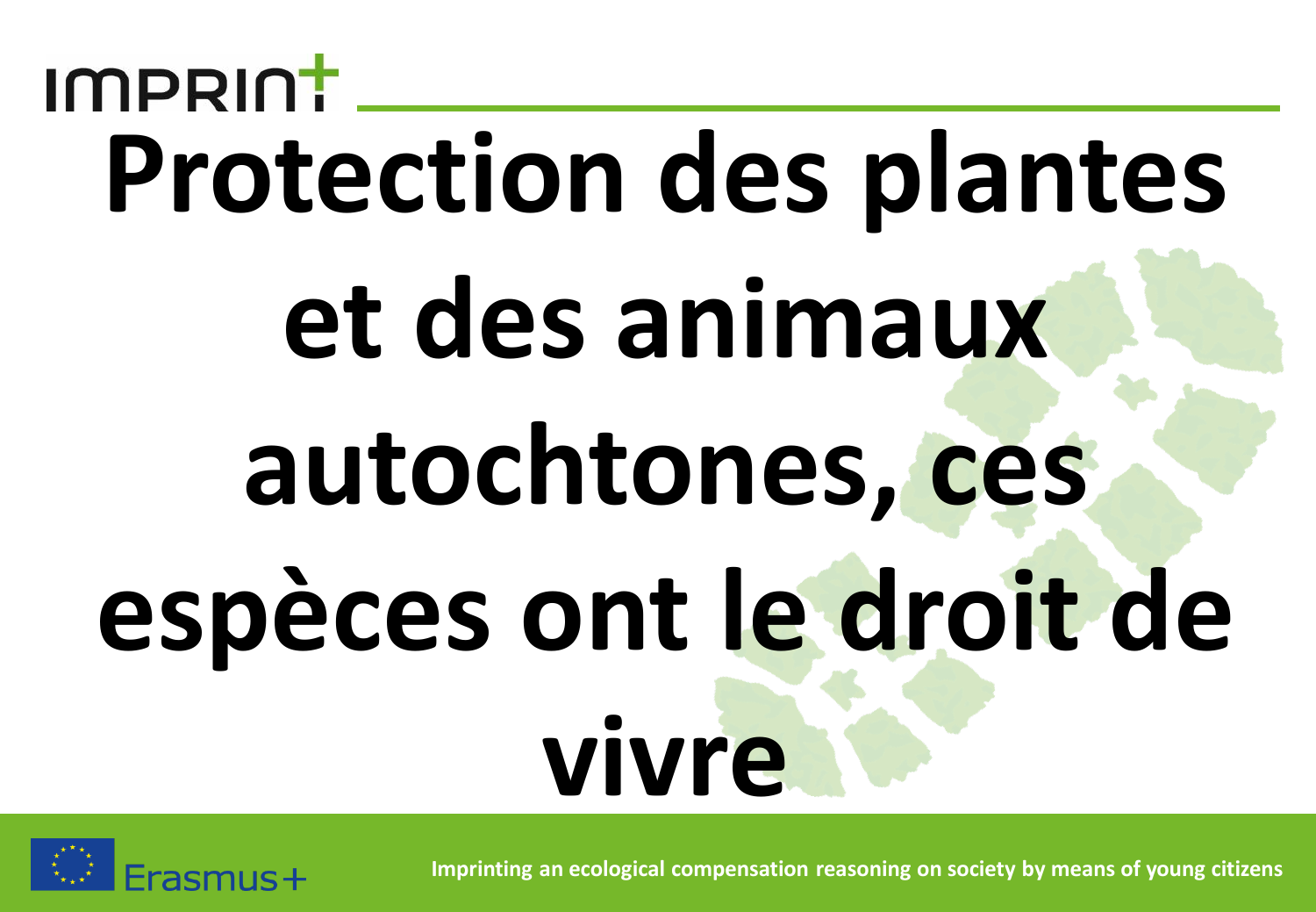# Protection des plantes et des animaux autochtones, ces espèces ont le droit de vivre